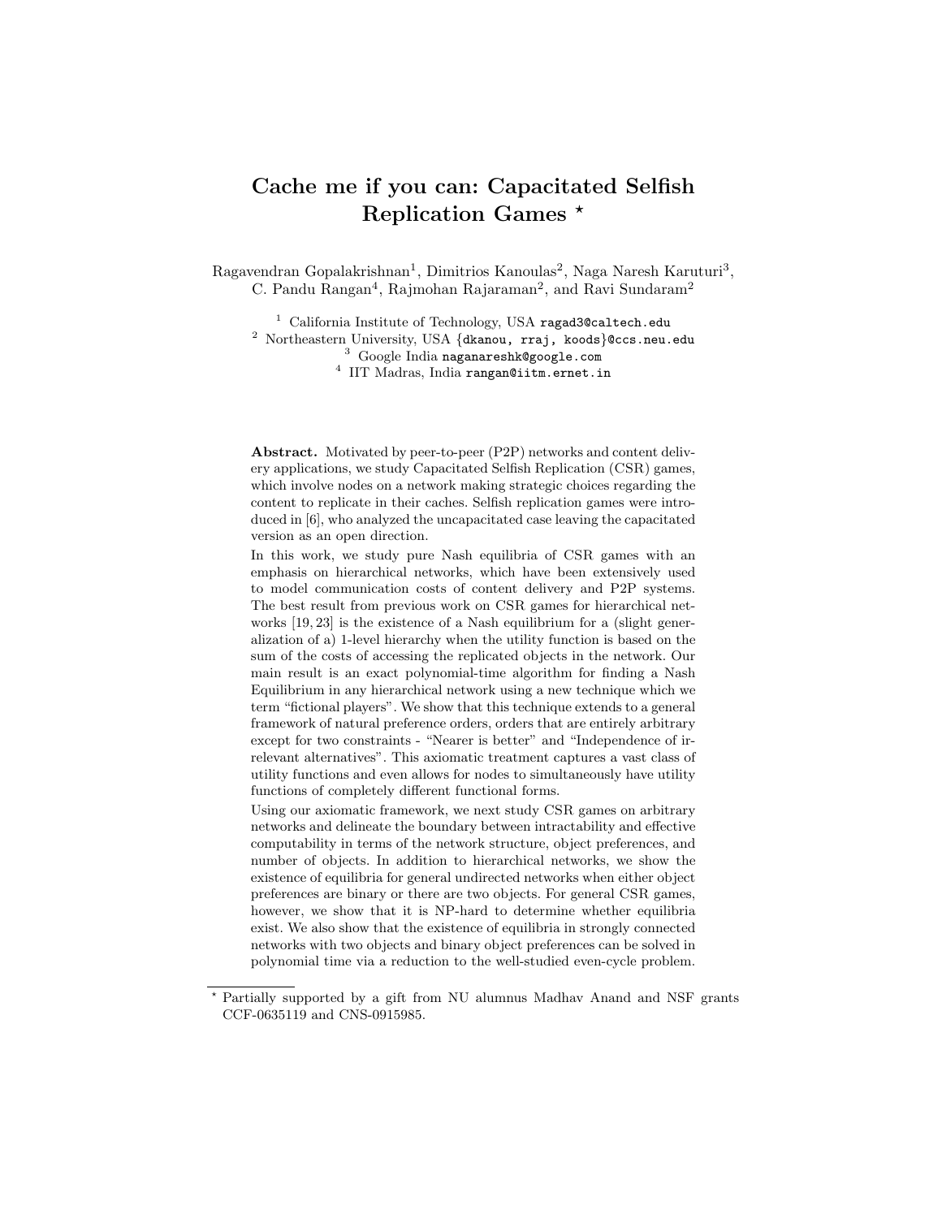# Cache me if you can: Capacitated Selfish Replication Games ⋆

Ragavendran Gopalakrishnan[1], Dimitrios Kanoulas[2], Naga Naresh Karuturi[3], C. Pandu Rangan[4], Rajmohan Rajaraman[2], and Ravi Sundaram[2]

[1] California Institute of Technology, USA `ragad3@caltech.edu`
[2] Northeastern University, USA `{dkanou, rraj, koods}@ccs.neu.edu`
[3] Google India `naganareshk@google.com`
[4] IIT Madras, India `rangan@iitm.ernet.in`

**Abstract.** Motivated by peer-to-peer (P2P) networks and content delivery applications, we study Capacitated Selfish Replication (CSR) games, which involve nodes on a network making strategic choices regarding the content to replicate in their caches. Selfish replication games were introduced in [6], who analyzed the uncapacitated case leaving the capacitated version as an open direction.

In this work, we study pure Nash equilibria of CSR games with an emphasis on hierarchical networks, which have been extensively used to model communication costs of content delivery and P2P systems. The best result from previous work on CSR games for hierarchical networks [19, 23] is the existence of a Nash equilibrium for a (slight generalization of a) 1-level hierarchy when the utility function is based on the sum of the costs of accessing the replicated objects in the network. Our main result is an exact polynomial-time algorithm for finding a Nash Equilibrium in any hierarchical network using a new technique which we term "fictional players". We show that this technique extends to a general framework of natural preference orders, orders that are entirely arbitrary except for two constraints - "Nearer is better" and "Independence of irrelevant alternatives". This axiomatic treatment captures a vast class of utility functions and even allows for nodes to simultaneously have utility functions of completely different functional forms.

Using our axiomatic framework, we next study CSR games on arbitrary networks and delineate the boundary between intractability and effective computability in terms of the network structure, object preferences, and number of objects. In addition to hierarchical networks, we show the existence of equilibria for general undirected networks when either object preferences are binary or there are two objects. For general CSR games, however, we show that it is NP-hard to determine whether equilibria exist. We also show that the existence of equilibria in strongly connected networks with two objects and binary object preferences can be solved in polynomial time via a reduction to the well-studied even-cycle problem.

---

⋆ Partially supported by a gift from NU alumnus Madhav Anand and NSF grants CCF-0635119 and CNS-0915985.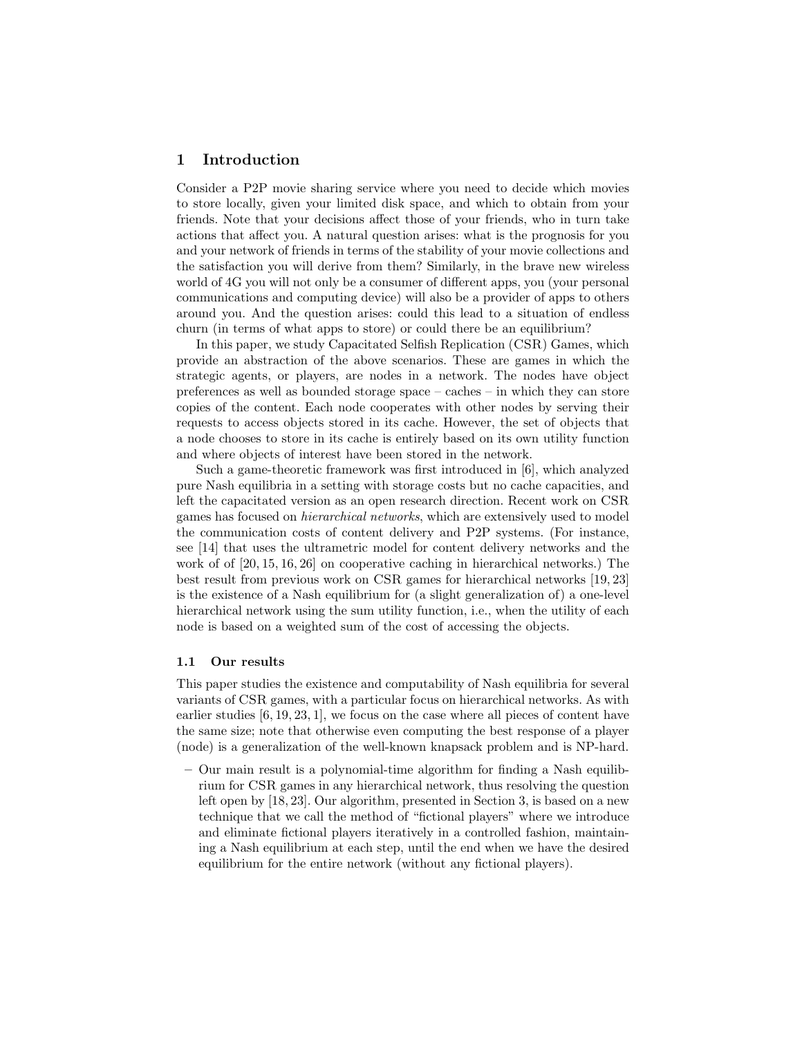## 1 Introduction

Consider a P2P movie sharing service where you need to decide which movies to store locally, given your limited disk space, and which to obtain from your friends. Note that your decisions affect those of your friends, who in turn take actions that affect you. A natural question arises: what is the prognosis for you and your network of friends in terms of the stability of your movie collections and the satisfaction you will derive from them? Similarly, in the brave new wireless world of 4G you will not only be a consumer of different apps, you (your personal communications and computing device) will also be a provider of apps to others around you. And the question arises: could this lead to a situation of endless churn (in terms of what apps to store) or could there be an equilibrium?

In this paper, we study Capacitated Selfish Replication (CSR) Games, which provide an abstraction of the above scenarios. These are games in which the strategic agents, or players, are nodes in a network. The nodes have object preferences as well as bounded storage space – caches – in which they can store copies of the content. Each node cooperates with other nodes by serving their requests to access objects stored in its cache. However, the set of objects that a node chooses to store in its cache is entirely based on its own utility function and where objects of interest have been stored in the network.

Such a game-theoretic framework was first introduced in [6], which analyzed pure Nash equilibria in a setting with storage costs but no cache capacities, and left the capacitated version as an open research direction. Recent work on CSR games has focused on *hierarchical networks*, which are extensively used to model the communication costs of content delivery and P2P systems. (For instance, see [14] that uses the ultrametric model for content delivery networks and the work of of [20, 15, 16, 26] on cooperative caching in hierarchical networks.) The best result from previous work on CSR games for hierarchical networks [19, 23] is the existence of a Nash equilibrium for (a slight generalization of) a one-level hierarchical network using the sum utility function, i.e., when the utility of each node is based on a weighted sum of the cost of accessing the objects.

### 1.1 Our results

This paper studies the existence and computability of Nash equilibria for several variants of CSR games, with a particular focus on hierarchical networks. As with earlier studies [6, 19, 23, 1], we focus on the case where all pieces of content have the same size; note that otherwise even computing the best response of a player (node) is a generalization of the well-known knapsack problem and is NP-hard.

- Our main result is a polynomial-time algorithm for finding a Nash equilibrium for CSR games in any hierarchical network, thus resolving the question left open by [18, 23]. Our algorithm, presented in Section 3, is based on a new technique that we call the method of "fictional players" where we introduce and eliminate fictional players iteratively in a controlled fashion, maintaining a Nash equilibrium at each step, until the end when we have the desired equilibrium for the entire network (without any fictional players).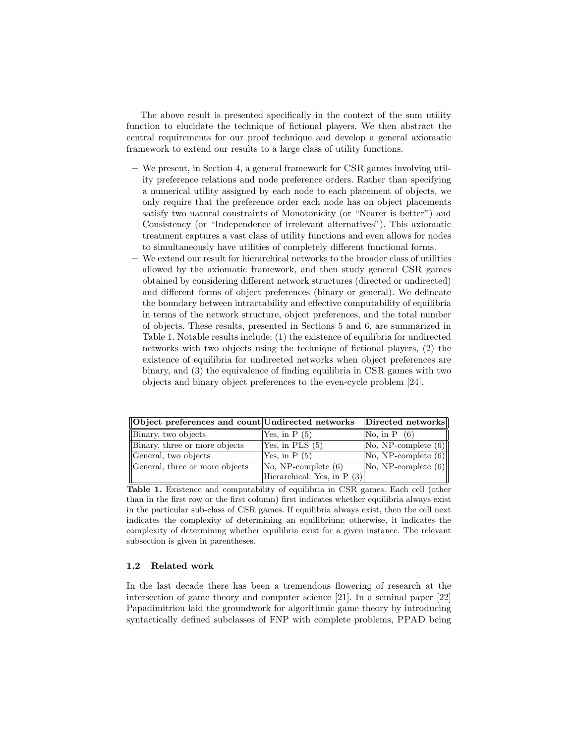The above result is presented specifically in the context of the sum utility function to elucidate the technique of fictional players. We then abstract the central requirements for our proof technique and develop a general axiomatic framework to extend our results to a large class of utility functions.

- We present, in Section 4, a general framework for CSR games involving utility preference relations and node preference orders. Rather than specifying a numerical utility assigned by each node to each placement of objects, we only require that the preference order each node has on object placements satisfy two natural constraints of Monotonicity (or "Nearer is better") and Consistency (or "Independence of irrelevant alternatives"). This axiomatic treatment captures a vast class of utility functions and even allows for nodes to simultaneously have utilities of completely different functional forms.
- We extend our result for hierarchical networks to the broader class of utilities allowed by the axiomatic framework, and then study general CSR games obtained by considering different network structures (directed or undirected) and different forms of object preferences (binary or general). We delineate the boundary between intractability and effective computability of equilibria in terms of the network structure, object preferences, and the total number of objects. These results, presented in Sections 5 and 6, are summarized in Table 1. Notable results include: (1) the existence of equilibria for undirected networks with two objects using the technique of fictional players, (2) the existence of equilibria for undirected networks when object preferences are binary, and (3) the equivalence of finding equilibria in CSR games with two objects and binary object preferences to the even-cycle problem [24].

| **Object preferences and count** | **Undirected networks** | **Directed networks** |
|---|---|---|
| Binary, two objects | Yes, in P (5) | No, in P (6) |
| Binary, three or more objects | Yes, in PLS (5) | No, NP-complete (6) |
| General, two objects | Yes, in P (5) | No, NP-complete (6) |
| General, three or more objects | No, NP-complete (6)<br>Hierarchical: Yes, in P (3) | No, NP-complete (6) |

**Table 1.** Existence and computability of equilibria in CSR games. Each cell (other than in the first row or the first column) first indicates whether equilibria always exist in the particular sub-class of CSR games. If equilibria always exist, then the cell next indicates the complexity of determining an equilibrium; otherwise, it indicates the complexity of determining whether equilibria exist for a given instance. The relevant subsection is given in parentheses.

### 1.2 Related work

In the last decade there has been a tremendous flowering of research at the intersection of game theory and computer science [21]. In a seminal paper [22] Papadimitriou laid the groundwork for algorithmic game theory by introducing syntactically defined subclasses of FNP with complete problems, PPAD being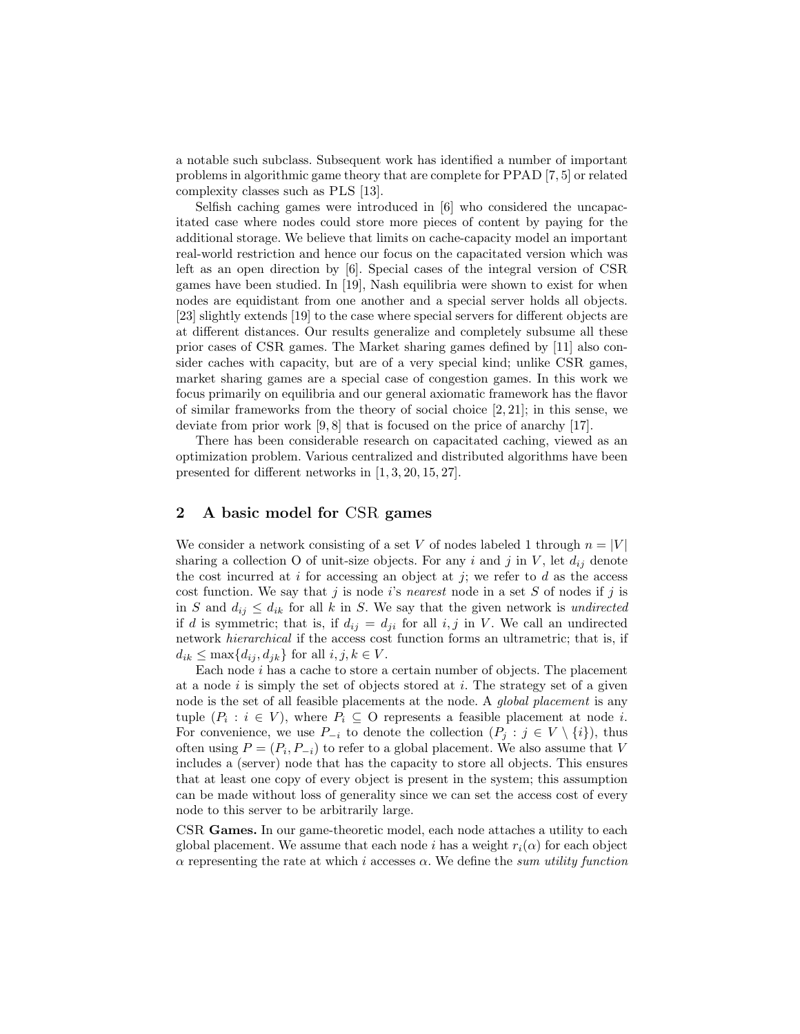a notable such subclass. Subsequent work has identified a number of important problems in algorithmic game theory that are complete for PPAD [7, 5] or related complexity classes such as PLS [13].

Selfish caching games were introduced in [6] who considered the uncapacitated case where nodes could store more pieces of content by paying for the additional storage. We believe that limits on cache-capacity model an important real-world restriction and hence our focus on the capacitated version which was left as an open direction by [6]. Special cases of the integral version of CSR games have been studied. In [19], Nash equilibria were shown to exist for when nodes are equidistant from one another and a special server holds all objects. [23] slightly extends [19] to the case where special servers for different objects are at different distances. Our results generalize and completely subsume all these prior cases of CSR games. The Market sharing games defined by [11] also consider caches with capacity, but are of a very special kind; unlike CSR games, market sharing games are a special case of congestion games. In this work we focus primarily on equilibria and our general axiomatic framework has the flavor of similar frameworks from the theory of social choice [2, 21]; in this sense, we deviate from prior work [9, 8] that is focused on the price of anarchy [17].

There has been considerable research on capacitated caching, viewed as an optimization problem. Various centralized and distributed algorithms have been presented for different networks in [1, 3, 20, 15, 27].

## 2 A basic model for CSR games

We consider a network consisting of a set $V$ of nodes labeled 1 through $n = |V|$ sharing a collection O of unit-size objects. For any $i$ and $j$ in $V$, let $d_{ij}$ denote the cost incurred at $i$ for accessing an object at $j$; we refer to $d$ as the access cost function. We say that $j$ is node $i$'s *nearest* node in a set $S$ of nodes if $j$ is in $S$ and $d_{ij} \leq d_{ik}$ for all $k$ in $S$. We say that the given network is *undirected* if $d$ is symmetric; that is, if $d_{ij} = d_{ji}$ for all $i, j$ in $V$. We call an undirected network *hierarchical* if the access cost function forms an ultrametric; that is, if $d_{ik} \leq \max\{d_{ij}, d_{jk}\}$ for all $i, j, k \in V$.

Each node $i$ has a cache to store a certain number of objects. The placement at a node $i$ is simply the set of objects stored at $i$. The strategy set of a given node is the set of all feasible placements at the node. A *global placement* is any tuple $(P_i : i \in V)$, where $P_i \subseteq$ O represents a feasible placement at node $i$. For convenience, we use $P_{-i}$ to denote the collection $(P_j : j \in V \setminus \{i\})$, thus often using $P = (P_i, P_{-i})$ to refer to a global placement. We also assume that $V$ includes a (server) node that has the capacity to store all objects. This ensures that at least one copy of every object is present in the system; this assumption can be made without loss of generality since we can set the access cost of every node to this server to be arbitrarily large.

CSR **Games.** In our game-theoretic model, each node attaches a utility to each global placement. We assume that each node $i$ has a weight $r_i(\alpha)$ for each object $\alpha$ representing the rate at which $i$ accesses $\alpha$. We define the *sum utility function*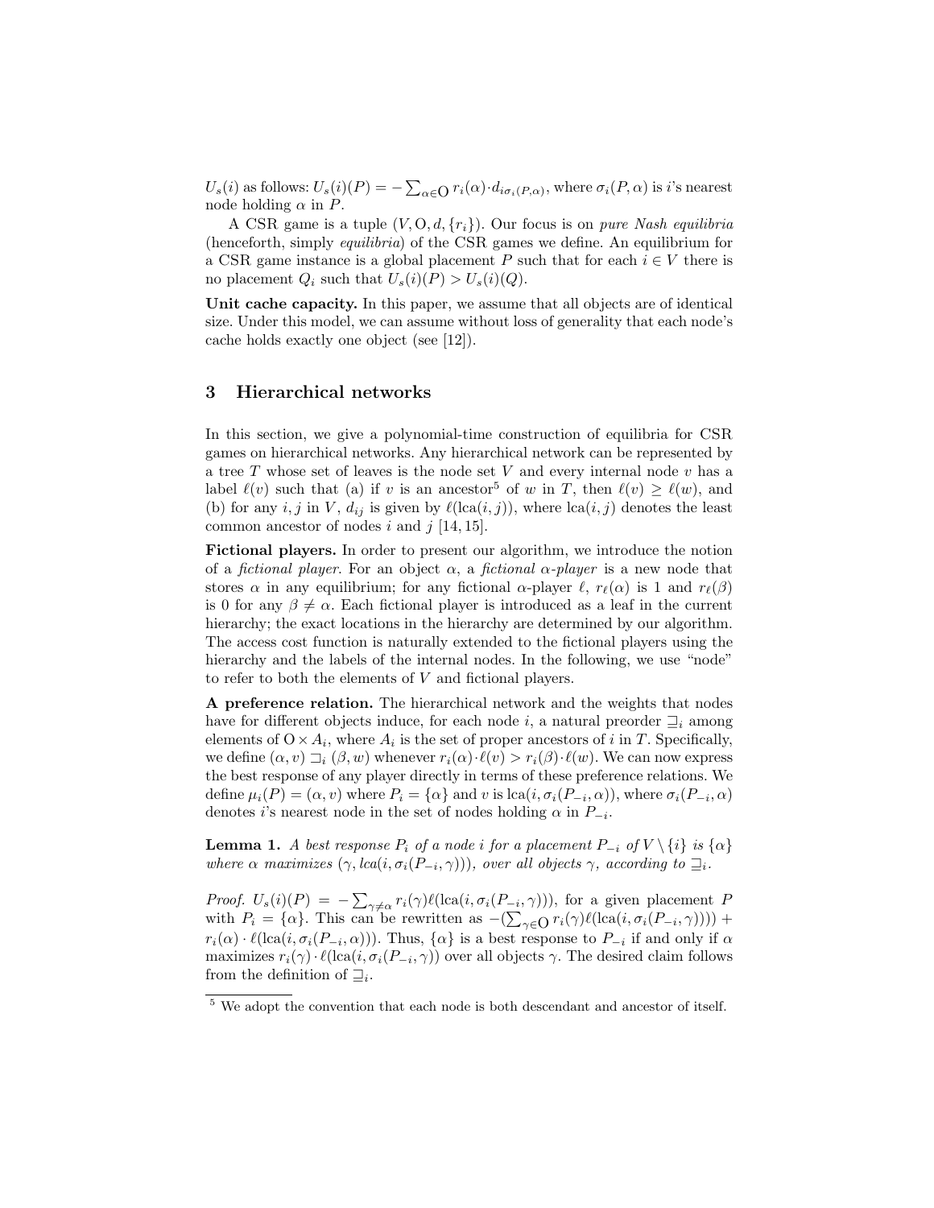$U_s(i)$ as follows: $U_s(i)(P) = -\sum_{\alpha \in \mathrm{O}} r_i(\alpha) \cdot d_{i\sigma_i(P,\alpha)}$, where $\sigma_i(P, \alpha)$ is $i$'s nearest node holding $\alpha$ in $P$.

A CSR game is a tuple $(V, \mathrm{O}, d, \{r_i\})$. Our focus is on *pure Nash equilibria* (henceforth, simply *equilibria*) of the CSR games we define. An equilibrium for a CSR game instance is a global placement $P$ such that for each $i \in V$ there is no placement $Q_i$ such that $U_s(i)(P) > U_s(i)(Q)$.

**Unit cache capacity.** In this paper, we assume that all objects are of identical size. Under this model, we can assume without loss of generality that each node's cache holds exactly one object (see [12]).

## 3 Hierarchical networks

In this section, we give a polynomial-time construction of equilibria for CSR games on hierarchical networks. Any hierarchical network can be represented by a tree $T$ whose set of leaves is the node set $V$ and every internal node $v$ has a label $\ell(v)$ such that (a) if $v$ is an ancestor[5] of $w$ in $T$, then $\ell(v) \geq \ell(w)$, and (b) for any $i, j$ in $V$, $d_{ij}$ is given by $\ell(\mathrm{lca}(i, j))$, where $\mathrm{lca}(i, j)$ denotes the least common ancestor of nodes $i$ and $j$ [14, 15].

**Fictional players.** In order to present our algorithm, we introduce the notion of a *fictional player*. For an object $\alpha$, a *fictional $\alpha$-player* is a new node that stores $\alpha$ in any equilibrium; for any fictional $\alpha$-player $\ell$, $r_\ell(\alpha)$ is 1 and $r_\ell(\beta)$ is 0 for any $\beta \neq \alpha$. Each fictional player is introduced as a leaf in the current hierarchy; the exact locations in the hierarchy are determined by our algorithm. The access cost function is naturally extended to the fictional players using the hierarchy and the labels of the internal nodes. In the following, we use "node" to refer to both the elements of $V$ and fictional players.

**A preference relation.** The hierarchical network and the weights that nodes have for different objects induce, for each node $i$, a natural preorder $\sqsupseteq_i$ among elements of $\mathrm{O} \times A_i$, where $A_i$ is the set of proper ancestors of $i$ in $T$. Specifically, we define $(\alpha, v) \sqsupset_i (\beta, w)$ whenever $r_i(\alpha) \cdot \ell(v) > r_i(\beta) \cdot \ell(w)$. We can now express the best response of any player directly in terms of these preference relations. We define $\mu_i(P) = (\alpha, v)$ where $P_i = \{\alpha\}$ and $v$ is $\mathrm{lca}(i, \sigma_i(P_{-i}, \alpha))$, where $\sigma_i(P_{-i}, \alpha)$ denotes $i$'s nearest node in the set of nodes holding $\alpha$ in $P_{-i}$.

**Lemma 1.** *A best response $P_i$ of a node $i$ for a placement $P_{-i}$ of $V \setminus \{i\}$ is $\{\alpha\}$ where $\alpha$ maximizes $(\gamma, lca(i, \sigma_i(P_{-i}, \gamma)))$, over all objects $\gamma$, according to $\sqsupseteq_i$.*

*Proof.* $U_s(i)(P) = -\sum_{\gamma \neq \alpha} r_i(\gamma)\ell(\mathrm{lca}(i, \sigma_i(P_{-i}, \gamma)))$, for a given placement $P$ with $P_i = \{\alpha\}$. This can be rewritten as $-(\sum_{\gamma \in \mathrm{O}} r_i(\gamma)\ell(\mathrm{lca}(i, \sigma_i(P_{-i}, \gamma)))) + r_i(\alpha) \cdot \ell(\mathrm{lca}(i, \sigma_i(P_{-i}, \alpha)))$. Thus, $\{\alpha\}$ is a best response to $P_{-i}$ if and only if $\alpha$ maximizes $r_i(\gamma) \cdot \ell(\mathrm{lca}(i, \sigma_i(P_{-i}, \gamma))$ over all objects $\gamma$. The desired claim follows from the definition of $\sqsupseteq_i$.

[5] We adopt the convention that each node is both descendant and ancestor of itself.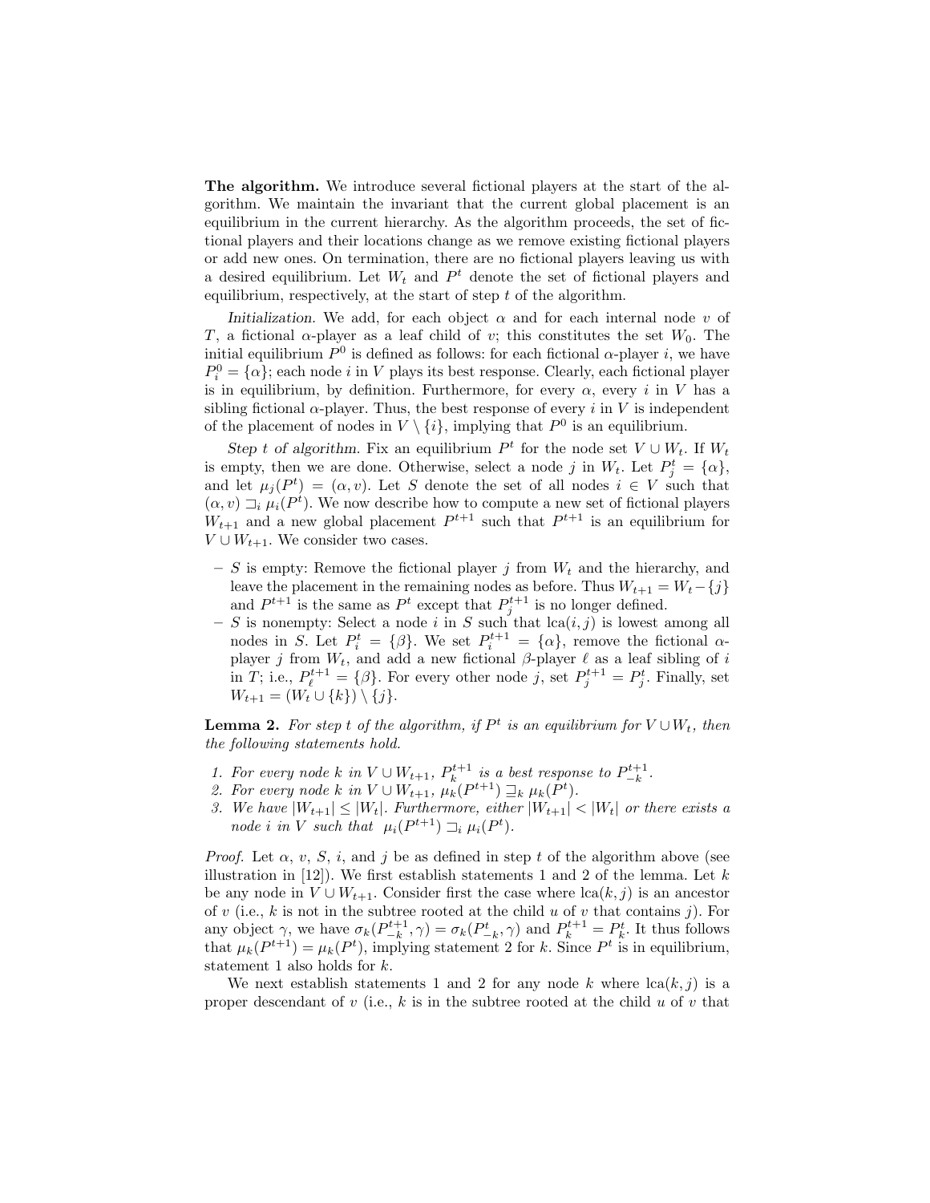**The algorithm.** We introduce several fictional players at the start of the algorithm. We maintain the invariant that the current global placement is an equilibrium in the current hierarchy. As the algorithm proceeds, the set of fictional players and their locations change as we remove existing fictional players or add new ones. On termination, there are no fictional players leaving us with a desired equilibrium. Let $W_t$ and $P^t$ denote the set of fictional players and equilibrium, respectively, at the start of step $t$ of the algorithm.

*Initialization.* We add, for each object $\alpha$ and for each internal node $v$ of $T$, a fictional $\alpha$-player as a leaf child of $v$; this constitutes the set $W_0$. The initial equilibrium $P^0$ is defined as follows: for each fictional $\alpha$-player $i$, we have $P_i^0 = \{\alpha\}$; each node $i$ in $V$ plays its best response. Clearly, each fictional player is in equilibrium, by definition. Furthermore, for every $\alpha$, every $i$ in $V$ has a sibling fictional $\alpha$-player. Thus, the best response of every $i$ in $V$ is independent of the placement of nodes in $V \setminus \{i\}$, implying that $P^0$ is an equilibrium.

*Step $t$ of algorithm.* Fix an equilibrium $P^t$ for the node set $V \cup W_t$. If $W_t$ is empty, then we are done. Otherwise, select a node $j$ in $W_t$. Let $P_j^t = \{\alpha\}$, and let $\mu_j(P^t) = (\alpha, v)$. Let $S$ denote the set of all nodes $i \in V$ such that $(\alpha, v) \sqsupset_i \mu_i(P^t)$. We now describe how to compute a new set of fictional players $W_{t+1}$ and a new global placement $P^{t+1}$ such that $P^{t+1}$ is an equilibrium for $V \cup W_{t+1}$. We consider two cases.

- $S$ is empty: Remove the fictional player $j$ from $W_t$ and the hierarchy, and leave the placement in the remaining nodes as before. Thus $W_{t+1} = W_t - \{j\}$ and $P^{t+1}$ is the same as $P^t$ except that $P_j^{t+1}$ is no longer defined.
- $S$ is nonempty: Select a node $i$ in $S$ such that $\text{lca}(i,j)$ is lowest among all nodes in $S$. Let $P_i^t = \{\beta\}$. We set $P_i^{t+1} = \{\alpha\}$, remove the fictional $\alpha$-player $j$ from $W_t$, and add a new fictional $\beta$-player $\ell$ as a leaf sibling of $i$ in $T$; i.e., $P_\ell^{t+1} = \{\beta\}$. For every other node $j$, set $P_j^{t+1} = P_j^t$. Finally, set $W_{t+1} = (W_t \cup \{k\}) \setminus \{j\}$.

**Lemma 2.** *For step $t$ of the algorithm, if $P^t$ is an equilibrium for $V \cup W_t$, then the following statements hold.*

1. *For every node $k$ in $V \cup W_{t+1}$, $P_k^{t+1}$ is a best response to $P_{-k}^{t+1}$.*
2. *For every node $k$ in $V \cup W_{t+1}$, $\mu_k(P^{t+1}) \sqsupseteq_k \mu_k(P^t)$.*
3. *We have $|W_{t+1}| \le |W_t|$. Furthermore, either $|W_{t+1}| < |W_t|$ or there exists a node $i$ in $V$ such that $\mu_i(P^{t+1}) \sqsupset_i \mu_i(P^t)$.*

*Proof.* Let $\alpha$, $v$, $S$, $i$, and $j$ be as defined in step $t$ of the algorithm above (see illustration in [12]). We first establish statements 1 and 2 of the lemma. Let $k$ be any node in $V \cup W_{t+1}$. Consider first the case where $\text{lca}(k,j)$ is an ancestor of $v$ (i.e., $k$ is not in the subtree rooted at the child $u$ of $v$ that contains $j$). For any object $\gamma$, we have $\sigma_k(P_{-k}^{t+1}, \gamma) = \sigma_k(P_{-k}^t, \gamma)$ and $P_k^{t+1} = P_k^t$. It thus follows that $\mu_k(P^{t+1}) = \mu_k(P^t)$, implying statement 2 for $k$. Since $P^t$ is in equilibrium, statement 1 also holds for $k$.

We next establish statements 1 and 2 for any node $k$ where $\text{lca}(k,j)$ is a proper descendant of $v$ (i.e., $k$ is in the subtree rooted at the child $u$ of $v$ that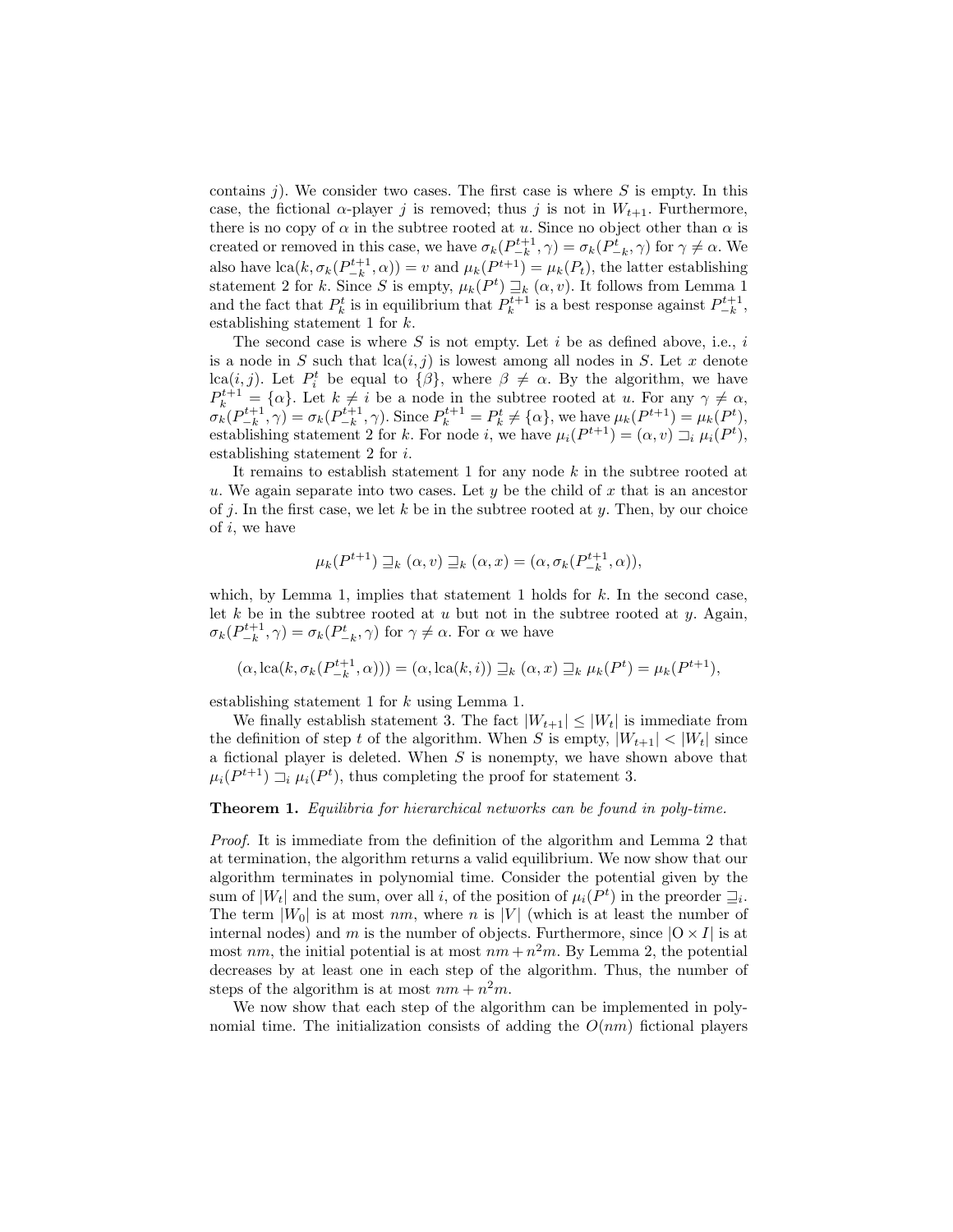contains $j$). We consider two cases. The first case is where $S$ is empty. In this case, the fictional $\alpha$-player $j$ is removed; thus $j$ is not in $W_{t+1}$. Furthermore, there is no copy of $\alpha$ in the subtree rooted at $u$. Since no object other than $\alpha$ is created or removed in this case, we have $\sigma_k(P^{t+1}_{-k}, \gamma) = \sigma_k(P^t_{-k}, \gamma)$ for $\gamma \neq \alpha$. We also have $\text{lca}(k, \sigma_k(P^{t+1}_{-k}, \alpha)) = v$ and $\mu_k(P^{t+1}) = \mu_k(P_t)$, the latter establishing statement 2 for $k$. Since $S$ is empty, $\mu_k(P^t) \sqsupseteq_k (\alpha, v)$. It follows from Lemma 1 and the fact that $P^t_k$ is in equilibrium that $P^{t+1}_k$ is a best response against $P^{t+1}_{-k}$, establishing statement 1 for $k$.

The second case is where $S$ is not empty. Let $i$ be as defined above, i.e., $i$ is a node in $S$ such that $\text{lca}(i, j)$ is lowest among all nodes in $S$. Let $x$ denote $\text{lca}(i, j)$. Let $P^t_i$ be equal to $\{\beta\}$, where $\beta \neq \alpha$. By the algorithm, we have $P^{t+1}_k = \{\alpha\}$. Let $k \neq i$ be a node in the subtree rooted at $u$. For any $\gamma \neq \alpha$, $\sigma_k(P^{t+1}_{-k}, \gamma) = \sigma_k(P^{t+1}_{-k}, \gamma)$. Since $P^{t+1}_k = P^t_k \neq \{\alpha\}$, we have $\mu_k(P^{t+1}) = \mu_k(P^t)$, establishing statement 2 for $k$. For node $i$, we have $\mu_i(P^{t+1}) = (\alpha, v) \sqsupset_i \mu_i(P^t)$, establishing statement 2 for $i$.

It remains to establish statement 1 for any node $k$ in the subtree rooted at $u$. We again separate into two cases. Let $y$ be the child of $x$ that is an ancestor of $j$. In the first case, we let $k$ be in the subtree rooted at $y$. Then, by our choice of $i$, we have

$$\mu_k(P^{t+1}) \sqsupseteq_k (\alpha, v) \sqsupseteq_k (\alpha, x) = (\alpha, \sigma_k(P^{t+1}_{-k}, \alpha)),$$

which, by Lemma 1, implies that statement 1 holds for $k$. In the second case, let $k$ be in the subtree rooted at $u$ but not in the subtree rooted at $y$. Again, $\sigma_k(P^{t+1}_{-k}, \gamma) = \sigma_k(P^t_{-k}, \gamma)$ for $\gamma \neq \alpha$. For $\alpha$ we have

$$(\alpha, \text{lca}(k, \sigma_k(P^{t+1}_{-k}, \alpha))) = (\alpha, \text{lca}(k, i)) \sqsupseteq_k (\alpha, x) \sqsupseteq_k \mu_k(P^t) = \mu_k(P^{t+1}),$$

establishing statement 1 for $k$ using Lemma 1.

We finally establish statement 3. The fact $|W_{t+1}| \leq |W_t|$ is immediate from the definition of step $t$ of the algorithm. When $S$ is empty, $|W_{t+1}| < |W_t|$ since a fictional player is deleted. When $S$ is nonempty, we have shown above that $\mu_i(P^{t+1}) \sqsupset_i \mu_i(P^t)$, thus completing the proof for statement 3.

**Theorem 1.** *Equilibria for hierarchical networks can be found in poly-time.*

*Proof.* It is immediate from the definition of the algorithm and Lemma 2 that at termination, the algorithm returns a valid equilibrium. We now show that our algorithm terminates in polynomial time. Consider the potential given by the sum of $|W_t|$ and the sum, over all $i$, of the position of $\mu_i(P^t)$ in the preorder $\sqsupseteq_i$. The term $|W_0|$ is at most $nm$, where $n$ is $|V|$ (which is at least the number of internal nodes) and $m$ is the number of objects. Furthermore, since $|\mathrm{O} \times I|$ is at most $nm$, the initial potential is at most $nm + n^2m$. By Lemma 2, the potential decreases by at least one in each step of the algorithm. Thus, the number of steps of the algorithm is at most $nm + n^2m$.

We now show that each step of the algorithm can be implemented in polynomial time. The initialization consists of adding the $O(nm)$ fictional players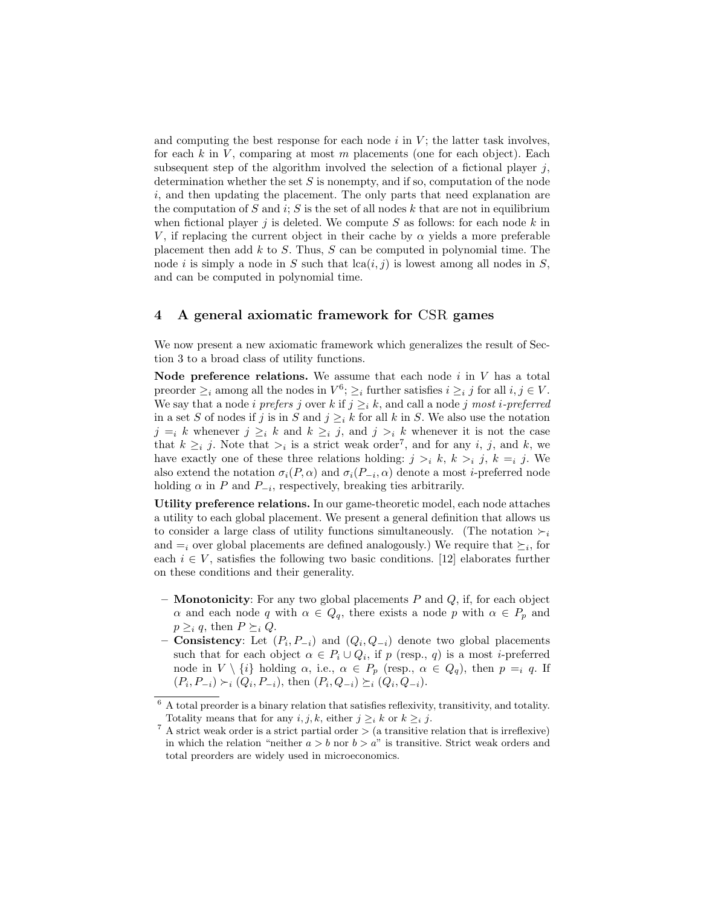and computing the best response for each node $i$ in $V$; the latter task involves, for each $k$ in $V$, comparing at most $m$ placements (one for each object). Each subsequent step of the algorithm involved the selection of a fictional player $j$, determination whether the set $S$ is nonempty, and if so, computation of the node $i$, and then updating the placement. The only parts that need explanation are the computation of $S$ and $i$; $S$ is the set of all nodes $k$ that are not in equilibrium when fictional player $j$ is deleted. We compute $S$ as follows: for each node $k$ in $V$, if replacing the current object in their cache by $\alpha$ yields a more preferable placement then add $k$ to $S$. Thus, $S$ can be computed in polynomial time. The node $i$ is simply a node in $S$ such that $\mathrm{lca}(i, j)$ is lowest among all nodes in $S$, and can be computed in polynomial time.

## 4 A general axiomatic framework for CSR games

We now present a new axiomatic framework which generalizes the result of Section 3 to a broad class of utility functions.

**Node preference relations.** We assume that each node $i$ in $V$ has a total preorder $\geq_i$ among all the nodes in $V$[6]; $\geq_i$ further satisfies $i \geq_i j$ for all $i, j \in V$. We say that a node $i$ *prefers* $j$ over $k$ if $j \geq_i k$, and call a node $j$ *most i-preferred* in a set $S$ of nodes if $j$ is in $S$ and $j \geq_i k$ for all $k$ in $S$. We also use the notation $j =_i k$ whenever $j \geq_i k$ and $k \geq_i j$, and $j >_i k$ whenever it is not the case that $k \geq_i j$. Note that $>_i$ is a strict weak order[7], and for any $i$, $j$, and $k$, we have exactly one of these three relations holding: $j >_i k$, $k >_i j$, $k =_i j$. We also extend the notation $\sigma_i(P, \alpha)$ and $\sigma_i(P_{-i}, \alpha)$ denote a most $i$-preferred node holding $\alpha$ in $P$ and $P_{-i}$, respectively, breaking ties arbitrarily.

**Utility preference relations.** In our game-theoretic model, each node attaches a utility to each global placement. We present a general definition that allows us to consider a large class of utility functions simultaneously. (The notation $\succ_i$ and $=_i$ over global placements are defined analogously.) We require that $\succeq_i$, for each $i \in V$, satisfies the following two basic conditions. [12] elaborates further on these conditions and their generality.

- **Monotonicity**: For any two global placements $P$ and $Q$, if, for each object $\alpha$ and each node $q$ with $\alpha \in Q_q$, there exists a node $p$ with $\alpha \in P_p$ and $p \geq_i q$, then $P \succeq_i Q$.
- **Consistency**: Let $(P_i, P_{-i})$ and $(Q_i, Q_{-i})$ denote two global placements such that for each object $\alpha \in P_i \cup Q_i$, if $p$ (resp., $q$) is a most $i$-preferred node in $V \setminus \{i\}$ holding $\alpha$, i.e., $\alpha \in P_p$ (resp., $\alpha \in Q_q$), then $p =_i q$. If $(P_i, P_{-i}) \succ_i (Q_i, P_{-i})$, then $(P_i, Q_{-i}) \succeq_i (Q_i, Q_{-i})$.

---

[6] A total preorder is a binary relation that satisfies reflexivity, transitivity, and totality. Totality means that for any $i, j, k$, either $j \geq_i k$ or $k \geq_i j$.

[7] A strict weak order is a strict partial order $>$ (a transitive relation that is irreflexive) in which the relation "neither $a > b$ nor $b > a$" is transitive. Strict weak orders and total preorders are widely used in microeconomics.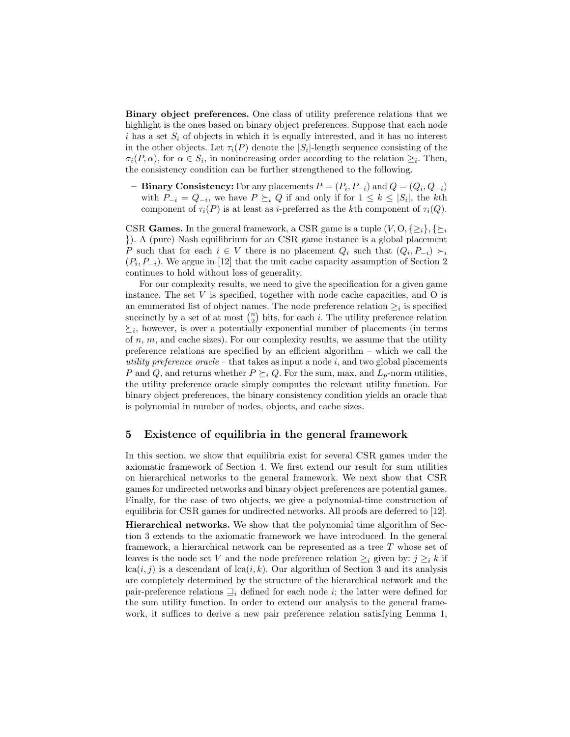**Binary object preferences.** One class of utility preference relations that we highlight is the ones based on binary object preferences. Suppose that each node $i$ has a set $S_i$ of objects in which it is equally interested, and it has no interest in the other objects. Let $\tau_i(P)$ denote the $|S_i|$-length sequence consisting of the $\sigma_i(P, \alpha)$, for $\alpha \in S_i$, in nonincreasing order according to the relation $\geq_i$. Then, the consistency condition can be further strengthened to the following.

- **Binary Consistency:** For any placements $P = (P_i, P_{-i})$ and $Q = (Q_i, Q_{-i})$ with $P_{-i} = Q_{-i}$, we have $P \succeq_i Q$ if and only if for $1 \leq k \leq |S_i|$, the $k$th component of $\tau_i(P)$ is at least as $i$-preferred as the $k$th component of $\tau_i(Q)$.

CSR **Games.** In the general framework, a CSR game is a tuple $(V, \mathrm{O}, \{\geq_i\}, \{\succeq_i\})$. A (pure) Nash equilibrium for an CSR game instance is a global placement $P$ such that for each $i \in V$ there is no placement $Q_i$ such that $(Q_i, P_{-i}) \succ_i (P_i, P_{-i})$. We argue in [12] that the unit cache capacity assumption of Section 2 continues to hold without loss of generality.

For our complexity results, we need to give the specification for a given game instance. The set $V$ is specified, together with node cache capacities, and O is an enumerated list of object names. The node preference relation $\geq_i$ is specified succinctly by a set of at most $\binom{n}{2}$ bits, for each $i$. The utility preference relation $\succeq_i$, however, is over a potentially exponential number of placements (in terms of $n$, $m$, and cache sizes). For our complexity results, we assume that the utility preference relations are specified by an efficient algorithm – which we call the *utility preference oracle* – that takes as input a node $i$, and two global placements $P$ and $Q$, and returns whether $P \succeq_i Q$. For the sum, max, and $L_p$-norm utilities, the utility preference oracle simply computes the relevant utility function. For binary object preferences, the binary consistency condition yields an oracle that is polynomial in number of nodes, objects, and cache sizes.

## 5 Existence of equilibria in the general framework

In this section, we show that equilibria exist for several CSR games under the axiomatic framework of Section 4. We first extend our result for sum utilities on hierarchical networks to the general framework. We next show that CSR games for undirected networks and binary object preferences are potential games. Finally, for the case of two objects, we give a polynomial-time construction of equilibria for CSR games for undirected networks. All proofs are deferred to [12].

**Hierarchical networks.** We show that the polynomial time algorithm of Section 3 extends to the axiomatic framework we have introduced. In the general framework, a hierarchical network can be represented as a tree $T$ whose set of leaves is the node set $V$ and the node preference relation $\geq_i$ given by: $j \geq_i k$ if $\mathrm{lca}(i, j)$ is a descendant of $\mathrm{lca}(i, k)$. Our algorithm of Section 3 and its analysis are completely determined by the structure of the hierarchical network and the pair-preference relations $\sqsupseteq_i$ defined for each node $i$; the latter were defined for the sum utility function. In order to extend our analysis to the general framework, it suffices to derive a new pair preference relation satisfying Lemma 1,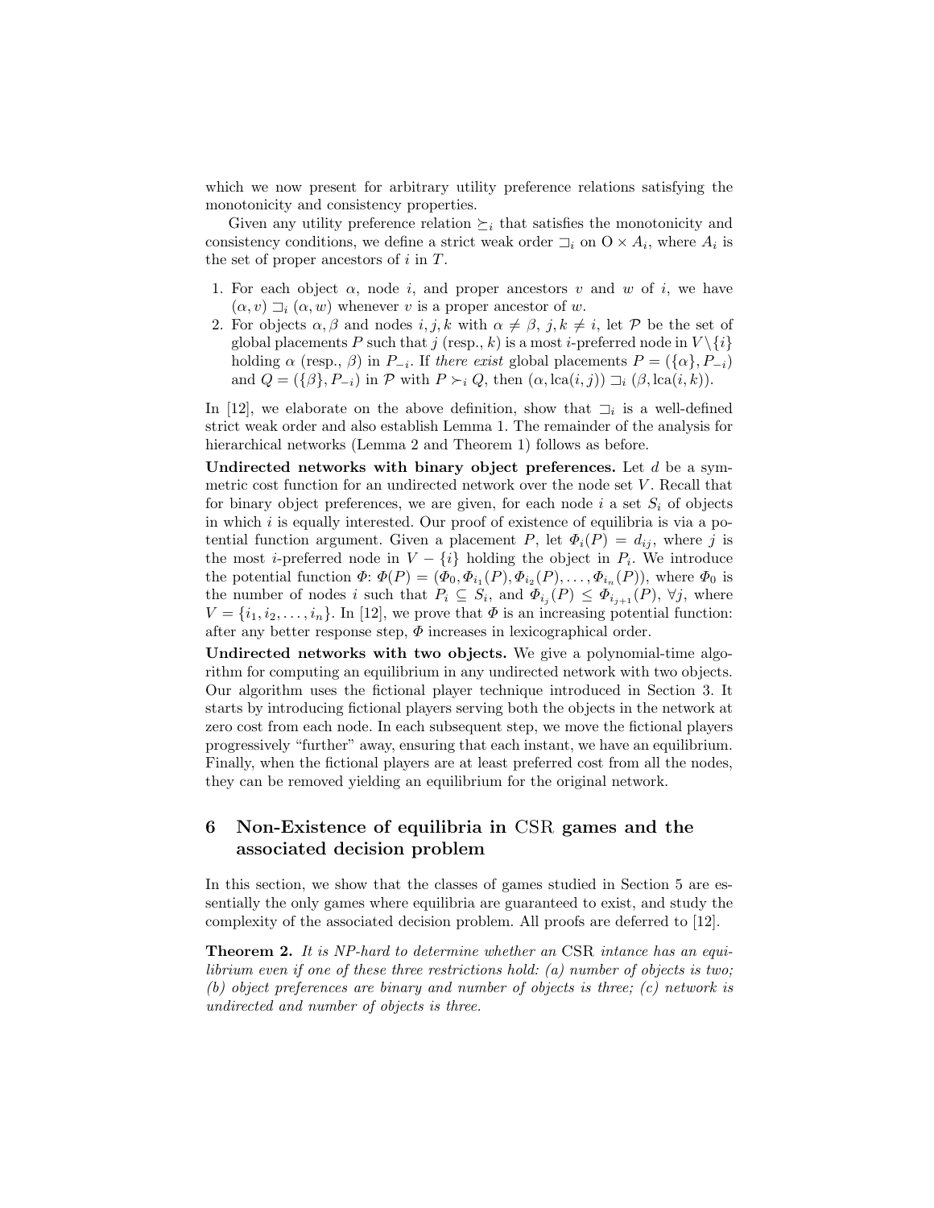which we now present for arbitrary utility preference relations satisfying the monotonicity and consistency properties.

Given any utility preference relation $\succeq_i$ that satisfies the monotonicity and consistency conditions, we define a strict weak order $\sqsupset_i$ on $\mathrm{O} \times A_i$, where $A_i$ is the set of proper ancestors of $i$ in $T$.

1. For each object $\alpha$, node $i$, and proper ancestors $v$ and $w$ of $i$, we have $(\alpha, v) \sqsupset_i (\alpha, w)$ whenever $v$ is a proper ancestor of $w$.
2. For objects $\alpha, \beta$ and nodes $i, j, k$ with $\alpha \neq \beta$, $j, k \neq i$, let $\mathcal{P}$ be the set of global placements $P$ such that $j$ (resp., $k$) is a most $i$-preferred node in $V \setminus \{i\}$ holding $\alpha$ (resp., $\beta$) in $P_{-i}$. If *there exist* global placements $P = (\{\alpha\}, P_{-i})$ and $Q = (\{\beta\}, P_{-i})$ in $\mathcal{P}$ with $P \succ_i Q$, then $(\alpha, \mathrm{lca}(i,j)) \sqsupset_i (\beta, \mathrm{lca}(i,k))$.

In [12], we elaborate on the above definition, show that $\sqsupset_i$ is a well-defined strict weak order and also establish Lemma 1. The remainder of the analysis for hierarchical networks (Lemma 2 and Theorem 1) follows as before.

**Undirected networks with binary object preferences.** Let $d$ be a symmetric cost function for an undirected network over the node set $V$. Recall that for binary object preferences, we are given, for each node $i$ a set $S_i$ of objects in which $i$ is equally interested. Our proof of existence of equilibria is via a potential function argument. Given a placement $P$, let $\Phi_i(P) = d_{ij}$, where $j$ is the most $i$-preferred node in $V - \{i\}$ holding the object in $P_i$. We introduce the potential function $\Phi$: $\Phi(P) = (\Phi_0, \Phi_{i_1}(P), \Phi_{i_2}(P), \ldots, \Phi_{i_n}(P))$, where $\Phi_0$ is the number of nodes $i$ such that $P_i \subseteq S_i$, and $\Phi_{i_j}(P) \leq \Phi_{i_{j+1}}(P)$, $\forall j$, where $V = \{i_1, i_2, \ldots, i_n\}$. In [12], we prove that $\Phi$ is an increasing potential function: after any better response step, $\Phi$ increases in lexicographical order.

**Undirected networks with two objects.** We give a polynomial-time algorithm for computing an equilibrium in any undirected network with two objects. Our algorithm uses the fictional player technique introduced in Section 3. It starts by introducing fictional players serving both the objects in the network at zero cost from each node. In each subsequent step, we move the fictional players progressively "further" away, ensuring that each instant, we have an equilibrium. Finally, when the fictional players are at least preferred cost from all the nodes, they can be removed yielding an equilibrium for the original network.

## 6 Non-Existence of equilibria in CSR games and the associated decision problem

In this section, we show that the classes of games studied in Section 5 are essentially the only games where equilibria are guaranteed to exist, and study the complexity of the associated decision problem. All proofs are deferred to [12].

**Theorem 2.** *It is NP-hard to determine whether an* CSR *intance has an equilibrium even if one of these three restrictions hold: (a) number of objects is two; (b) object preferences are binary and number of objects is three; (c) network is undirected and number of objects is three.*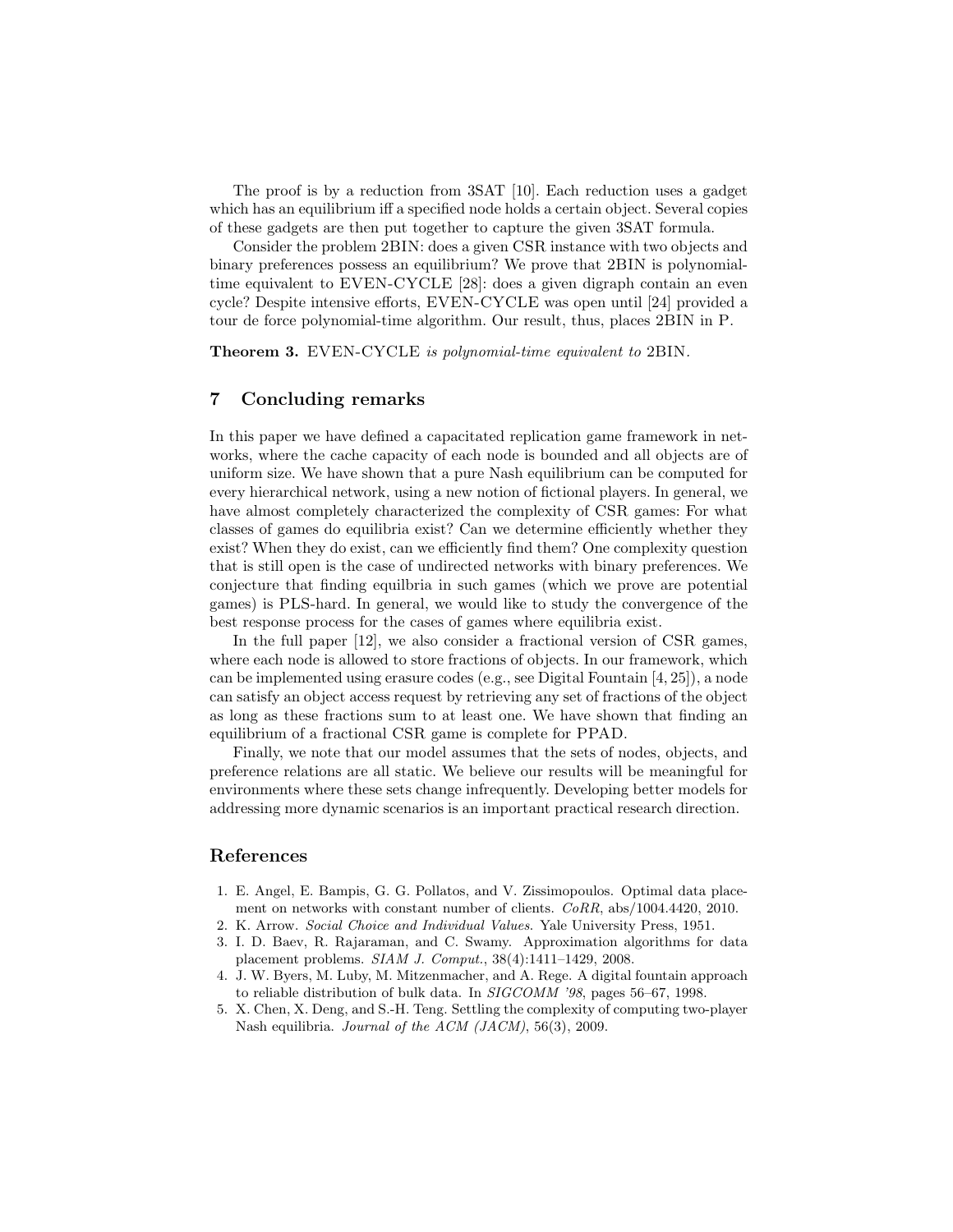The proof is by a reduction from 3SAT [10]. Each reduction uses a gadget which has an equilibrium iff a specified node holds a certain object. Several copies of these gadgets are then put together to capture the given 3SAT formula.

Consider the problem 2BIN: does a given CSR instance with two objects and binary preferences possess an equilibrium? We prove that 2BIN is polynomial-time equivalent to EVEN-CYCLE [28]: does a given digraph contain an even cycle? Despite intensive efforts, EVEN-CYCLE was open until [24] provided a tour de force polynomial-time algorithm. Our result, thus, places 2BIN in P.

**Theorem 3.** EVEN-CYCLE *is polynomial-time equivalent to* 2BIN.

## 7 Concluding remarks

In this paper we have defined a capacitated replication game framework in networks, where the cache capacity of each node is bounded and all objects are of uniform size. We have shown that a pure Nash equilibrium can be computed for every hierarchical network, using a new notion of fictional players. In general, we have almost completely characterized the complexity of CSR games: For what classes of games do equilibria exist? Can we determine efficiently whether they exist? When they do exist, can we efficiently find them? One complexity question that is still open is the case of undirected networks with binary preferences. We conjecture that finding equilbria in such games (which we prove are potential games) is PLS-hard. In general, we would like to study the convergence of the best response process for the cases of games where equilibria exist.

In the full paper [12], we also consider a fractional version of CSR games, where each node is allowed to store fractions of objects. In our framework, which can be implemented using erasure codes (e.g., see Digital Fountain [4, 25]), a node can satisfy an object access request by retrieving any set of fractions of the object as long as these fractions sum to at least one. We have shown that finding an equilibrium of a fractional CSR game is complete for PPAD.

Finally, we note that our model assumes that the sets of nodes, objects, and preference relations are all static. We believe our results will be meaningful for environments where these sets change infrequently. Developing better models for addressing more dynamic scenarios is an important practical research direction.

## References

1. E. Angel, E. Bampis, G. G. Pollatos, and V. Zissimopoulos. Optimal data placement on networks with constant number of clients. *CoRR*, abs/1004.4420, 2010.
2. K. Arrow. *Social Choice and Individual Values*. Yale University Press, 1951.
3. I. D. Baev, R. Rajaraman, and C. Swamy. Approximation algorithms for data placement problems. *SIAM J. Comput.*, 38(4):1411–1429, 2008.
4. J. W. Byers, M. Luby, M. Mitzenmacher, and A. Rege. A digital fountain approach to reliable distribution of bulk data. In *SIGCOMM '98*, pages 56–67, 1998.
5. X. Chen, X. Deng, and S.-H. Teng. Settling the complexity of computing two-player Nash equilibria. *Journal of the ACM (JACM)*, 56(3), 2009.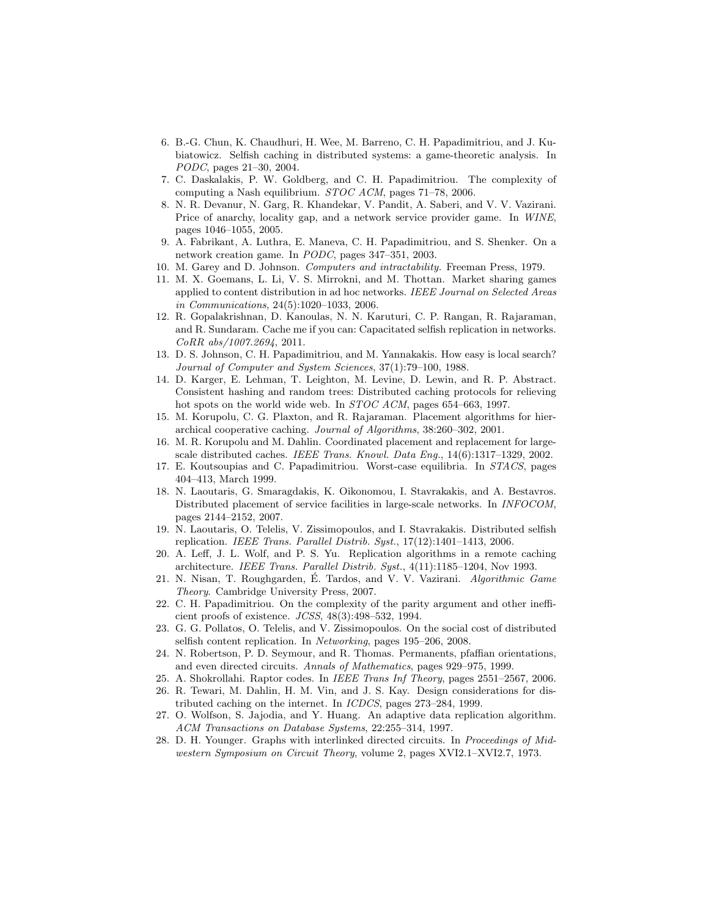6. B.-G. Chun, K. Chaudhuri, H. Wee, M. Barreno, C. H. Papadimitriou, and J. Kubiatowicz. Selfish caching in distributed systems: a game-theoretic analysis. In *PODC*, pages 21–30, 2004.
7. C. Daskalakis, P. W. Goldberg, and C. H. Papadimitriou. The complexity of computing a Nash equilibrium. *STOC ACM*, pages 71–78, 2006.
8. N. R. Devanur, N. Garg, R. Khandekar, V. Pandit, A. Saberi, and V. V. Vazirani. Price of anarchy, locality gap, and a network service provider game. In *WINE*, pages 1046–1055, 2005.
9. A. Fabrikant, A. Luthra, E. Maneva, C. H. Papadimitriou, and S. Shenker. On a network creation game. In *PODC*, pages 347–351, 2003.
10. M. Garey and D. Johnson. *Computers and intractability*. Freeman Press, 1979.
11. M. X. Goemans, L. Li, V. S. Mirrokni, and M. Thottan. Market sharing games applied to content distribution in ad hoc networks. *IEEE Journal on Selected Areas in Communications*, 24(5):1020–1033, 2006.
12. R. Gopalakrishnan, D. Kanoulas, N. N. Karuturi, C. P. Rangan, R. Rajaraman, and R. Sundaram. Cache me if you can: Capacitated selfish replication in networks. *CoRR abs/1007.2694*, 2011.
13. D. S. Johnson, C. H. Papadimitriou, and M. Yannakakis. How easy is local search? *Journal of Computer and System Sciences*, 37(1):79–100, 1988.
14. D. Karger, E. Lehman, T. Leighton, M. Levine, D. Lewin, and R. P. Abstract. Consistent hashing and random trees: Distributed caching protocols for relieving hot spots on the world wide web. In *STOC ACM*, pages 654–663, 1997.
15. M. Korupolu, C. G. Plaxton, and R. Rajaraman. Placement algorithms for hierarchical cooperative caching. *Journal of Algorithms*, 38:260–302, 2001.
16. M. R. Korupolu and M. Dahlin. Coordinated placement and replacement for large-scale distributed caches. *IEEE Trans. Knowl. Data Eng.*, 14(6):1317–1329, 2002.
17. E. Koutsoupias and C. Papadimitriou. Worst-case equilibria. In *STACS*, pages 404–413, March 1999.
18. N. Laoutaris, G. Smaragdakis, K. Oikonomou, I. Stavrakakis, and A. Bestavros. Distributed placement of service facilities in large-scale networks. In *INFOCOM*, pages 2144–2152, 2007.
19. N. Laoutaris, O. Telelis, V. Zissimopoulos, and I. Stavrakakis. Distributed selfish replication. *IEEE Trans. Parallel Distrib. Syst.*, 17(12):1401–1413, 2006.
20. A. Leff, J. L. Wolf, and P. S. Yu. Replication algorithms in a remote caching architecture. *IEEE Trans. Parallel Distrib. Syst.*, 4(11):1185–1204, Nov 1993.
21. N. Nisan, T. Roughgarden, É. Tardos, and V. V. Vazirani. *Algorithmic Game Theory*. Cambridge University Press, 2007.
22. C. H. Papadimitriou. On the complexity of the parity argument and other inefficient proofs of existence. *JCSS*, 48(3):498–532, 1994.
23. G. G. Pollatos, O. Telelis, and V. Zissimopoulos. On the social cost of distributed selfish content replication. In *Networking*, pages 195–206, 2008.
24. N. Robertson, P. D. Seymour, and R. Thomas. Permanents, pfaffian orientations, and even directed circuits. *Annals of Mathematics*, pages 929–975, 1999.
25. A. Shokrollahi. Raptor codes. In *IEEE Trans Inf Theory*, pages 2551–2567, 2006.
26. R. Tewari, M. Dahlin, H. M. Vin, and J. S. Kay. Design considerations for distributed caching on the internet. In *ICDCS*, pages 273–284, 1999.
27. O. Wolfson, S. Jajodia, and Y. Huang. An adaptive data replication algorithm. *ACM Transactions on Database Systems*, 22:255–314, 1997.
28. D. H. Younger. Graphs with interlinked directed circuits. In *Proceedings of Midwestern Symposium on Circuit Theory*, volume 2, pages XVI2.1–XVI2.7, 1973.